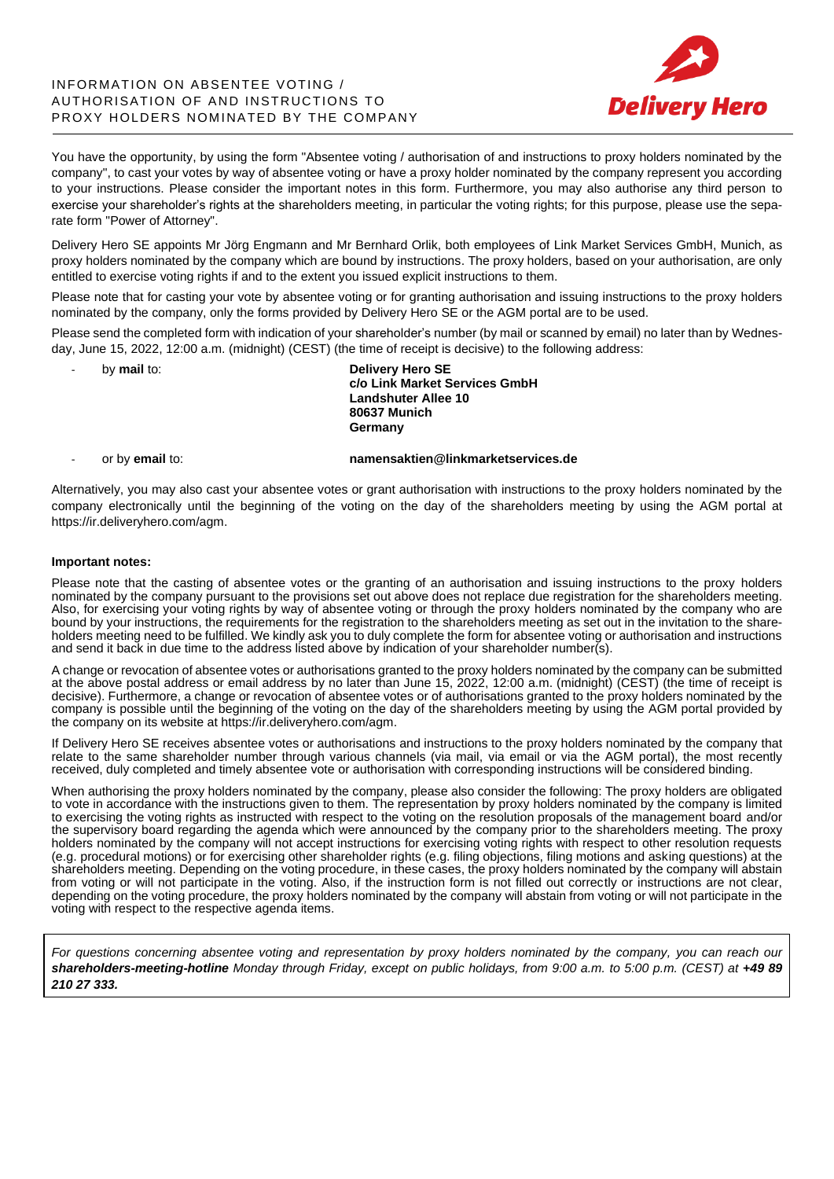# INFORMATION ON ABSENTEE VOTING / AUTHORISATION OF AND INSTRUCTIONS TO PROXY HOLDERS NOMINATED BY THE COMPANY

Delivery Hero

You have the opportunity, by using the form "Absentee voting / authorisation of and instructions to proxy holders nominated by the company", to cast your votes by way of absentee voting or have a proxy holder nominated by the company represent you according to your instructions. Please consider the important notes in this form. Furthermore, you may also authorise any third person to exercise your shareholder's rights at the shareholders meeting, in particular the voting rights; for this purpose, please use the separate form "Power of Attorney".

Delivery Hero SE appoints Mr Jörg Engmann and Mr Bernhard Orlik, both employees of Link Market Services GmbH, Munich, as proxy holders nominated by the company which are bound by instructions. The proxy holders, based on your authorisation, are only entitled to exercise voting rights if and to the extent you issued explicit instructions to them.

Please note that for casting your vote by absentee voting or for granting authorisation and issuing instructions to the proxy holders nominated by the company, only the forms provided by Delivery Hero SE or the AGM portal are to be used.

Please send the completed form with indication of your shareholder's number (by mail or scanned by email) no later than by Wednesday, June 15, 2022, 12:00 a.m. (midnight) (CEST) (the time of receipt is decisive) to the following address:

- by **mail** to:

  **Delivery Hero SE**
  **c/o Link Market Services GmbH**
  **Landshuter Allee 10**
  **80637 Munich**
  **Germany**

- or by **email** to: **namensaktien@linkmarketservices.de**

Alternatively, you may also cast your absentee votes or grant authorisation with instructions to the proxy holders nominated by the company electronically until the beginning of the voting on the day of the shareholders meeting by using the AGM portal at https://ir.deliveryhero.com/agm.

**Important notes:**

Please note that the casting of absentee votes or the granting of an authorisation and issuing instructions to the proxy holders nominated by the company pursuant to the provisions set out above does not replace due registration for the shareholders meeting. Also, for exercising your voting rights by way of absentee voting or through the proxy holders nominated by the company who are bound by your instructions, the requirements for the registration to the shareholders meeting as set out in the invitation to the shareholders meeting need to be fulfilled. We kindly ask you to duly complete the form for absentee voting or authorisation and instructions and send it back in due time to the address listed above by indication of your shareholder number(s).

A change or revocation of absentee votes or authorisations granted to the proxy holders nominated by the company can be submitted at the above postal address or email address by no later than June 15, 2022, 12:00 a.m. (midnight) (CEST) (the time of receipt is decisive). Furthermore, a change or revocation of absentee votes or of authorisations granted to the proxy holders nominated by the company is possible until the beginning of the voting on the day of the shareholders meeting by using the AGM portal provided by the company on its website at https://ir.deliveryhero.com/agm.

If Delivery Hero SE receives absentee votes or authorisations and instructions to the proxy holders nominated by the company that relate to the same shareholder number through various channels (via mail, via email or via the AGM portal), the most recently received, duly completed and timely absentee vote or authorisation with corresponding instructions will be considered binding.

When authorising the proxy holders nominated by the company, please also consider the following: The proxy holders are obligated to vote in accordance with the instructions given to them. The representation by proxy holders nominated by the company is limited to exercising the voting rights as instructed with respect to the voting on the resolution proposals of the management board and/or the supervisory board regarding the agenda which were announced by the company prior to the shareholders meeting. The proxy holders nominated by the company will not accept instructions for exercising voting rights with respect to other resolution requests (e.g. procedural motions) or for exercising other shareholder rights (e.g. filing objections, filing motions and asking questions) at the shareholders meeting. Depending on the voting procedure, in these cases, the proxy holders nominated by the company will abstain from voting or will not participate in the voting. Also, if the instruction form is not filled out correctly or instructions are not clear, depending on the voting procedure, the proxy holders nominated by the company will abstain from voting or will not participate in the voting with respect to the respective agenda items.

*For questions concerning absentee voting and representation by proxy holders nominated by the company, you can reach our **shareholders-meeting-hotline** Monday through Friday, except on public holidays, from 9:00 a.m. to 5:00 p.m. (CEST) at **+49 89 210 27 333.***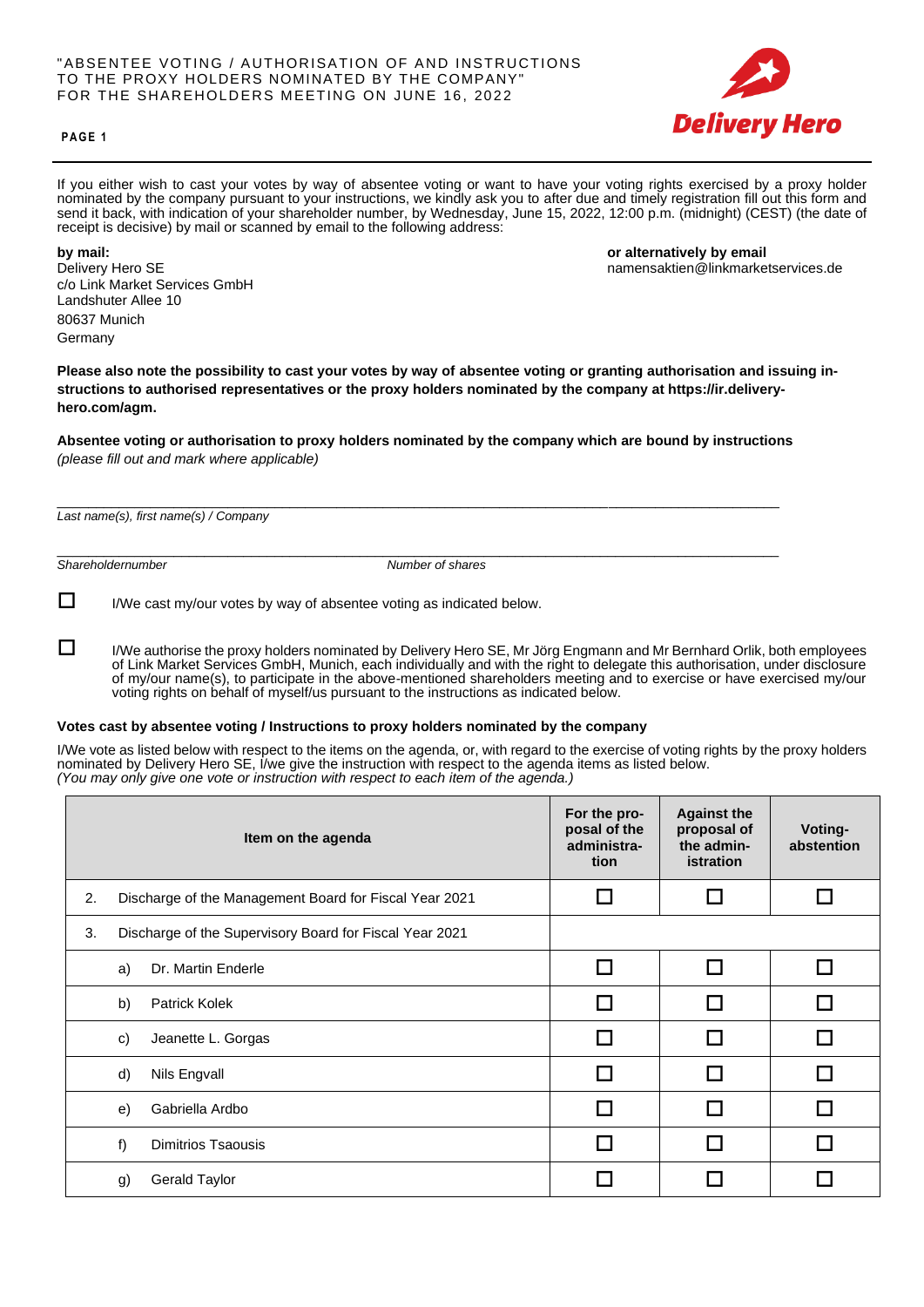"ABSENTEE VOTING / AUTHORISATION OF AND INSTRUCTIONS TO THE PROXY HOLDERS NOMINATED BY THE COMPANY" FOR THE SHAREHOLDERS MEETING ON JUNE 16, 2022

**PAGE 1**

If you either wish to cast your votes by way of absentee voting or want to have your voting rights exercised by a proxy holder nominated by the company pursuant to your instructions, we kindly ask you to after due and timely registration fill out this form and send it back, with indication of your shareholder number, by Wednesday, June 15, 2022, 12:00 p.m. (midnight) (CEST) (the date of receipt is decisive) by mail or scanned by email to the following address:

**by mail:**
Delivery Hero SE
c/o Link Market Services GmbH
Landshuter Allee 10
80637 Munich
Germany

**or alternatively by email**
namensaktien@linkmarketservices.de

**Please also note the possibility to cast your votes by way of absentee voting or granting authorisation and issuing instructions to authorised representatives or the proxy holders nominated by the company at https://ir.delivery-hero.com/agm.**

**Absentee voting or authorisation to proxy holders nominated by the company which are bound by instructions**
*(please fill out and mark where applicable)*

______________________________________________
*Last name(s), first name(s) / Company*

______________________________________________
*Shareholdernumber* *Number of shares*

☐ I/We cast my/our votes by way of absentee voting as indicated below.

☐ I/We authorise the proxy holders nominated by Delivery Hero SE, Mr Jörg Engmann and Mr Bernhard Orlik, both employees of Link Market Services GmbH, Munich, each individually and with the right to delegate this authorisation, under disclosure of my/our name(s), to participate in the above-mentioned shareholders meeting and to exercise or have exercised my/our voting rights on behalf of myself/us pursuant to the instructions as indicated below.

**Votes cast by absentee voting / Instructions to proxy holders nominated by the company**

I/We vote as listed below with respect to the items on the agenda, or, with regard to the exercise of voting rights by the proxy holders nominated by Delivery Hero SE, I/we give the instruction with respect to the agenda items as listed below.
*(You may only give one vote or instruction with respect to each item of the agenda.)*

| Item on the agenda | For the proposal of the administration | Against the proposal of the administration | Voting-abstention |
|---|---|---|---|
| 2. Discharge of the Management Board for Fiscal Year 2021 | ☐ | ☐ | ☐ |
| 3. Discharge of the Supervisory Board for Fiscal Year 2021 | | | |
| a) Dr. Martin Enderle | ☐ | ☐ | ☐ |
| b) Patrick Kolek | ☐ | ☐ | ☐ |
| c) Jeanette L. Gorgas | ☐ | ☐ | ☐ |
| d) Nils Engvall | ☐ | ☐ | ☐ |
| e) Gabriella Ardbo | ☐ | ☐ | ☐ |
| f) Dimitrios Tsaousis | ☐ | ☐ | ☐ |
| g) Gerald Taylor | ☐ | ☐ | ☐ |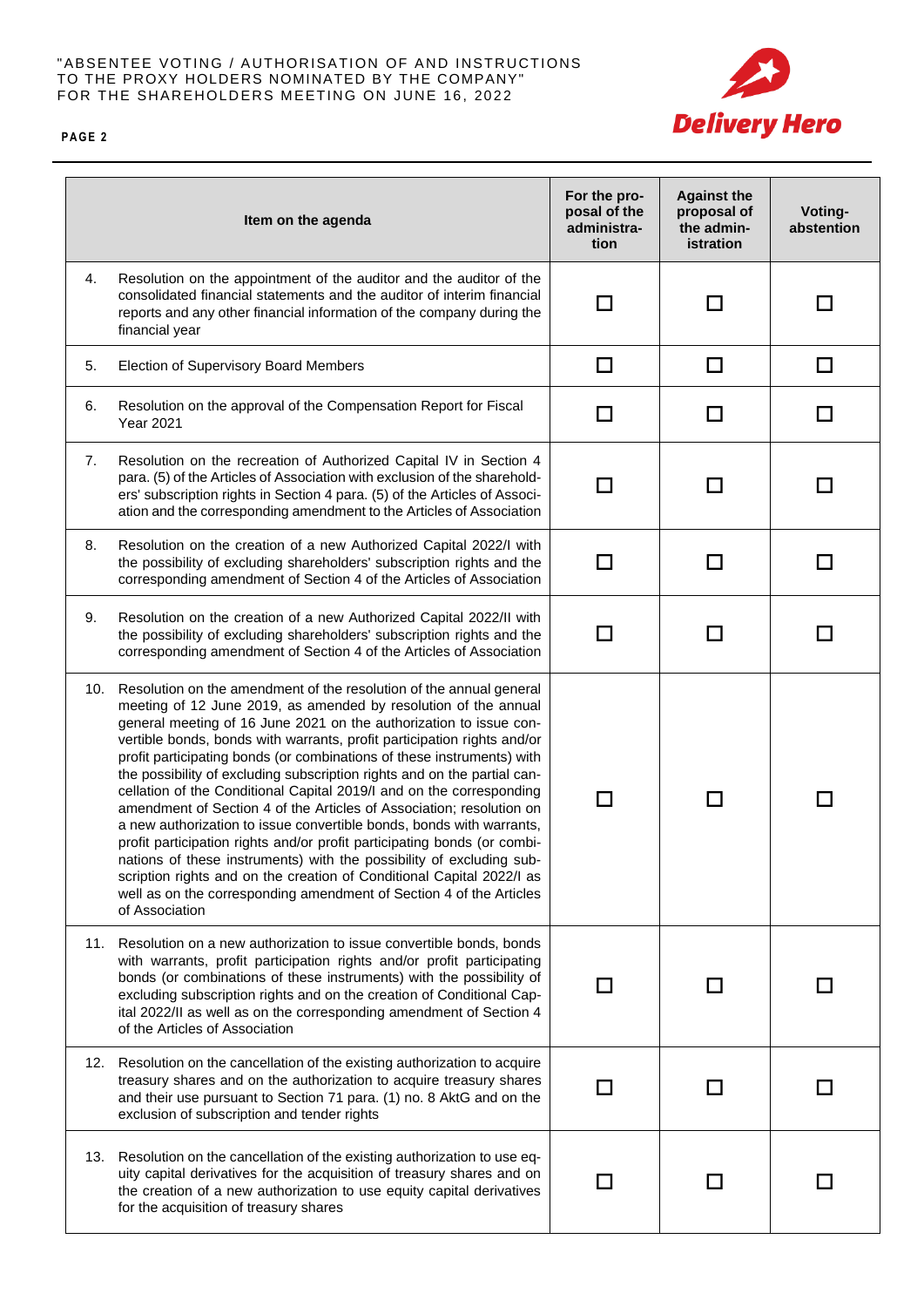| | Item on the agenda | For the proposal of the administration | Against the proposal of the administration | Voting-abstention |
|---|---|---|---|---|
| 4. | Resolution on the appointment of the auditor and the auditor of the consolidated financial statements and the auditor of interim financial reports and any other financial information of the company during the financial year | ☐ | ☐ | ☐ |
| 5. | Election of Supervisory Board Members | ☐ | ☐ | ☐ |
| 6. | Resolution on the approval of the Compensation Report for Fiscal Year 2021 | ☐ | ☐ | ☐ |
| 7. | Resolution on the recreation of Authorized Capital IV in Section 4 para. (5) of the Articles of Association with exclusion of the shareholders' subscription rights in Section 4 para. (5) of the Articles of Association and the corresponding amendment to the Articles of Association | ☐ | ☐ | ☐ |
| 8. | Resolution on the creation of a new Authorized Capital 2022/I with the possibility of excluding shareholders' subscription rights and the corresponding amendment of Section 4 of the Articles of Association | ☐ | ☐ | ☐ |
| 9. | Resolution on the creation of a new Authorized Capital 2022/II with the possibility of excluding shareholders' subscription rights and the corresponding amendment of Section 4 of the Articles of Association | ☐ | ☐ | ☐ |
| 10. | Resolution on the amendment of the resolution of the annual general meeting of 12 June 2019, as amended by resolution of the annual general meeting of 16 June 2021 on the authorization to issue convertible bonds, bonds with warrants, profit participation rights and/or profit participating bonds (or combinations of these instruments) with the possibility of excluding subscription rights and on the partial cancellation of the Conditional Capital 2019/I and on the corresponding amendment of Section 4 of the Articles of Association; resolution on a new authorization to issue convertible bonds, bonds with warrants, profit participation rights and/or profit participating bonds (or combinations of these instruments) with the possibility of excluding subscription rights and on the creation of Conditional Capital 2022/I as well as on the corresponding amendment of Section 4 of the Articles of Association | ☐ | ☐ | ☐ |
| 11. | Resolution on a new authorization to issue convertible bonds, bonds with warrants, profit participation rights and/or profit participating bonds (or combinations of these instruments) with the possibility of excluding subscription rights and on the creation of Conditional Capital 2022/II as well as on the corresponding amendment of Section 4 of the Articles of Association | ☐ | ☐ | ☐ |
| 12. | Resolution on the cancellation of the existing authorization to acquire treasury shares and on the authorization to acquire treasury shares and their use pursuant to Section 71 para. (1) no. 8 AktG and on the exclusion of subscription and tender rights | ☐ | ☐ | ☐ |
| 13. | Resolution on the cancellation of the existing authorization to use equity capital derivatives for the acquisition of treasury shares and on the creation of a new authorization to use equity capital derivatives for the acquisition of treasury shares | ☐ | ☐ | ☐ |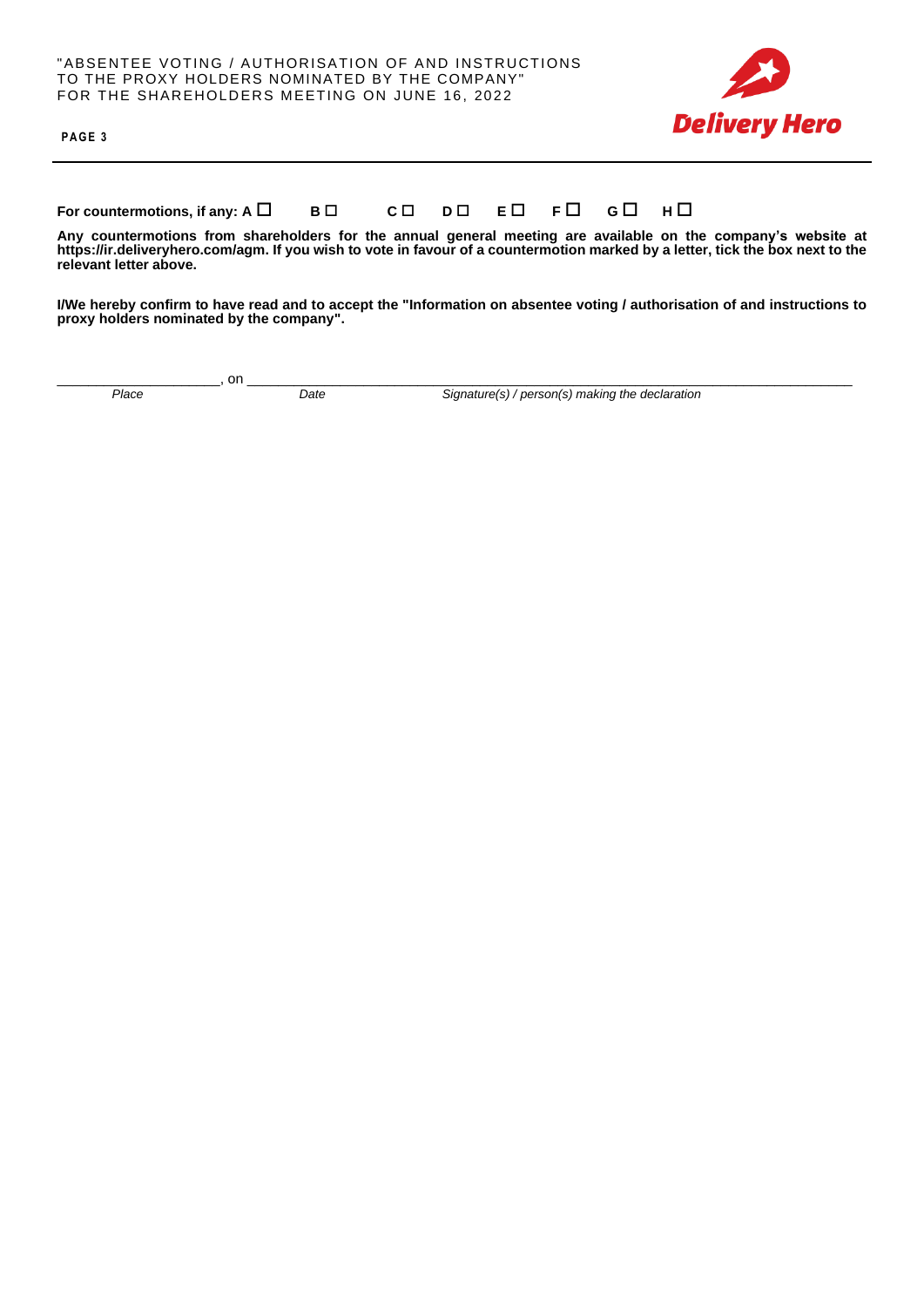**For countermotions, if any: A ☐ B ☐ C ☐ D ☐ E ☐ F ☐ G ☐ H ☐**

**Any countermotions from shareholders for the annual general meeting are available on the company's website at https://ir.deliveryhero.com/agm. If you wish to vote in favour of a countermotion marked by a letter, tick the box next to the relevant letter above.**

**I/We hereby confirm to have read and to accept the "Information on absentee voting / authorisation of and instructions to proxy holders nominated by the company".**

\_\_\_\_\_\_\_\_\_\_\_\_\_\_\_\_\_\_\_\_\_\_, on \_\_\_\_\_\_\_\_\_\_\_\_\_\_\_\_\_\_\_\_\_\_\_\_\_\_\_\_\_\_\_\_\_\_\_\_\_\_\_\_\_\_\_\_\_\_\_\_\_\_\_\_\_\_\_\_\_\_\_\_\_\_\_\_

*Place* *Date* *Signature(s) / person(s) making the declaration*